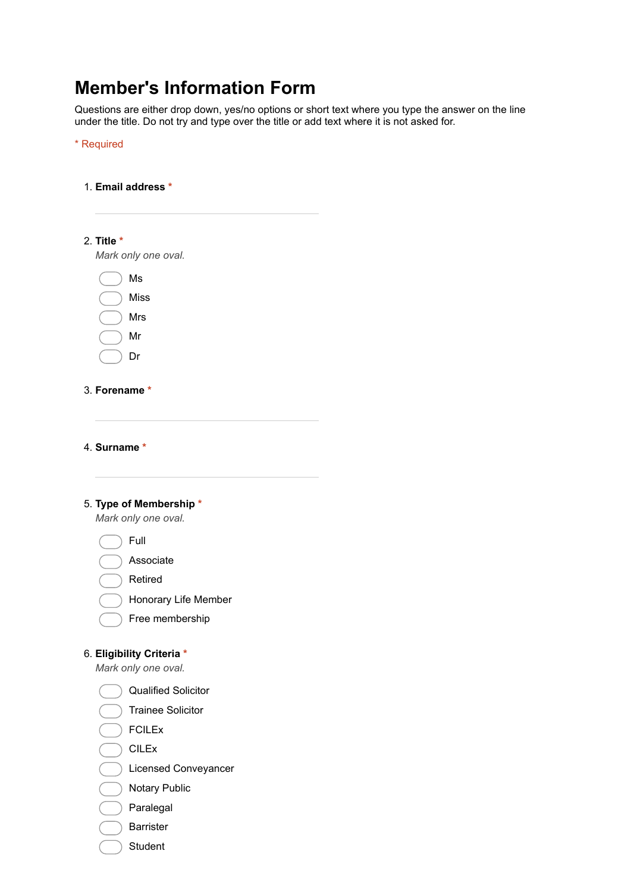# Member's Information Form

Questions are either drop down, yes/no options or short text where you type the answer on the line under the title. Do not try and type over the title or add text where it is not asked for.

* Required

1. **Email address** *

\_\_\_\_\_\_\_\_\_\_\_\_\_\_\_\_\_\_\_\_\_\_\_\_\_\_\_\_\_\_

2. **Title** *

*Mark only one oval.*

- ◯ Ms
- ◯ Miss
- ◯ Mrs
- ◯ Mr
- ◯ Dr

3. **Forename** *

\_\_\_\_\_\_\_\_\_\_\_\_\_\_\_\_\_\_\_\_\_\_\_\_\_\_\_\_\_\_

4. **Surname** *

\_\_\_\_\_\_\_\_\_\_\_\_\_\_\_\_\_\_\_\_\_\_\_\_\_\_\_\_\_\_

5. **Type of Membership** *

*Mark only one oval.*

- ◯ Full
- ◯ Associate
- ◯ Retired
- ◯ Honorary Life Member
- ◯ Free membership

6. **Eligibility Criteria** *

*Mark only one oval.*

- ◯ Qualified Solicitor
- ◯ Trainee Solicitor
- ◯ FCILEx
- ◯ CILEx
- ◯ Licensed Conveyancer
- ◯ Notary Public
- ◯ Paralegal
- ◯ Barrister
- ◯ Student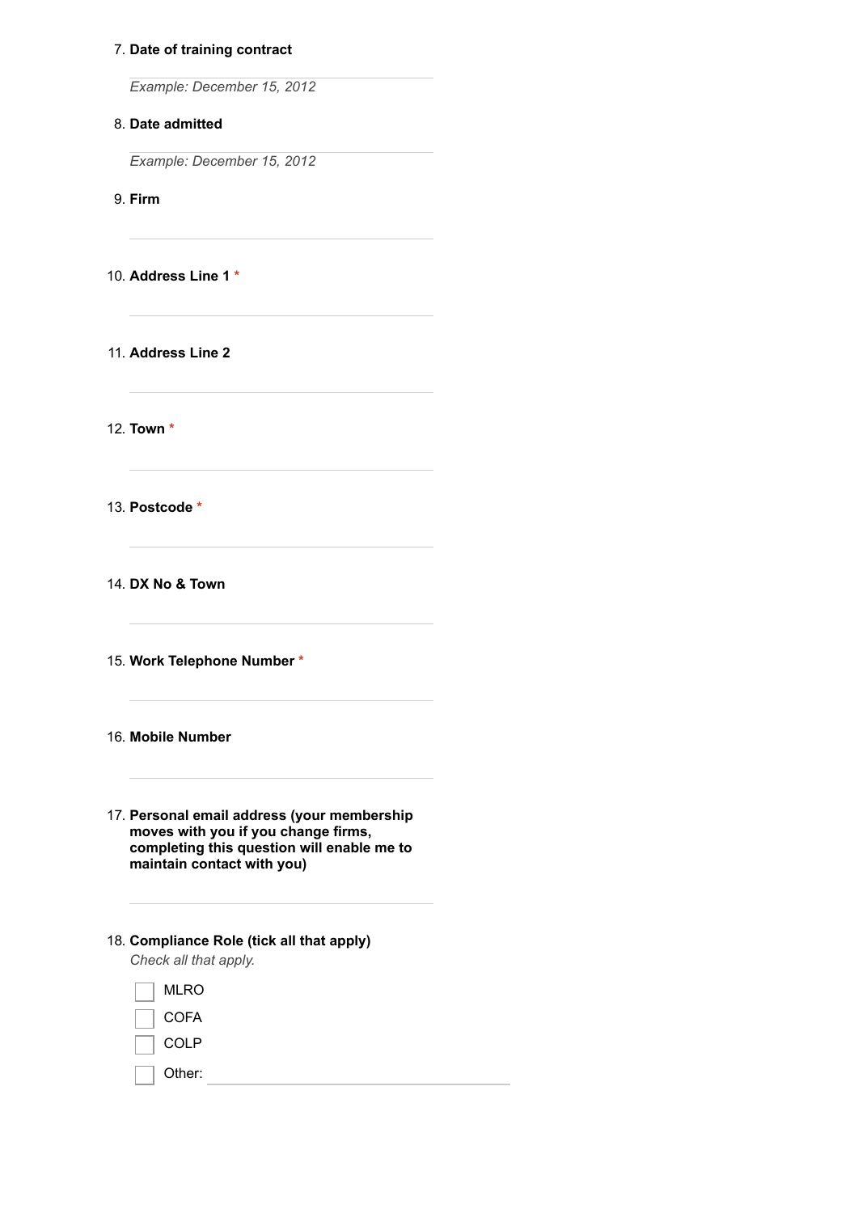7. **Date of training contract**

   *Example: December 15, 2012*

8. **Date admitted**

   *Example: December 15, 2012*

9. **Firm**

10. **Address Line 1** *

11. **Address Line 2**

12. **Town** *

13. **Postcode** *

14. **DX No & Town**

15. **Work Telephone Number** *

16. **Mobile Number**

17. **Personal email address (your membership moves with you if you change firms, completing this question will enable me to maintain contact with you)**

18. **Compliance Role (tick all that apply)**

    *Check all that apply.*

    - [ ] MLRO
    - [ ] COFA
    - [ ] COLP
    - [ ] Other: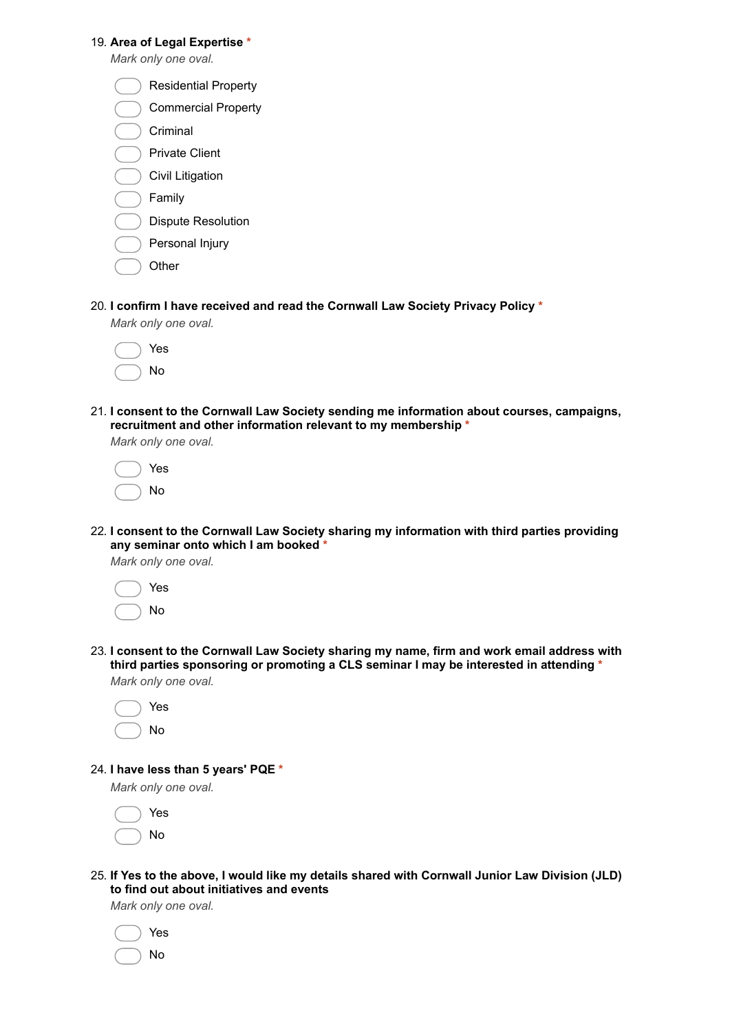19. **Area of Legal Expertise** *

*Mark only one oval.*

- ◯ Residential Property
- ◯ Commercial Property
- ◯ Criminal
- ◯ Private Client
- ◯ Civil Litigation
- ◯ Family
- ◯ Dispute Resolution
- ◯ Personal Injury
- ◯ Other

20. **I confirm I have received and read the Cornwall Law Society Privacy Policy** *

*Mark only one oval.*

- ◯ Yes
- ◯ No

21. **I consent to the Cornwall Law Society sending me information about courses, campaigns, recruitment and other information relevant to my membership** *

*Mark only one oval.*

- ◯ Yes
- ◯ No

22. **I consent to the Cornwall Law Society sharing my information with third parties providing any seminar onto which I am booked** *

*Mark only one oval.*

- ◯ Yes
- ◯ No

23. **I consent to the Cornwall Law Society sharing my name, firm and work email address with third parties sponsoring or promoting a CLS seminar I may be interested in attending** *

*Mark only one oval.*

- ◯ Yes
- ◯ No

24. **I have less than 5 years' PQE** *

*Mark only one oval.*

- ◯ Yes
- ◯ No

25. **If Yes to the above, I would like my details shared with Cornwall Junior Law Division (JLD) to find out about initiatives and events**

*Mark only one oval.*

- ◯ Yes
- ◯ No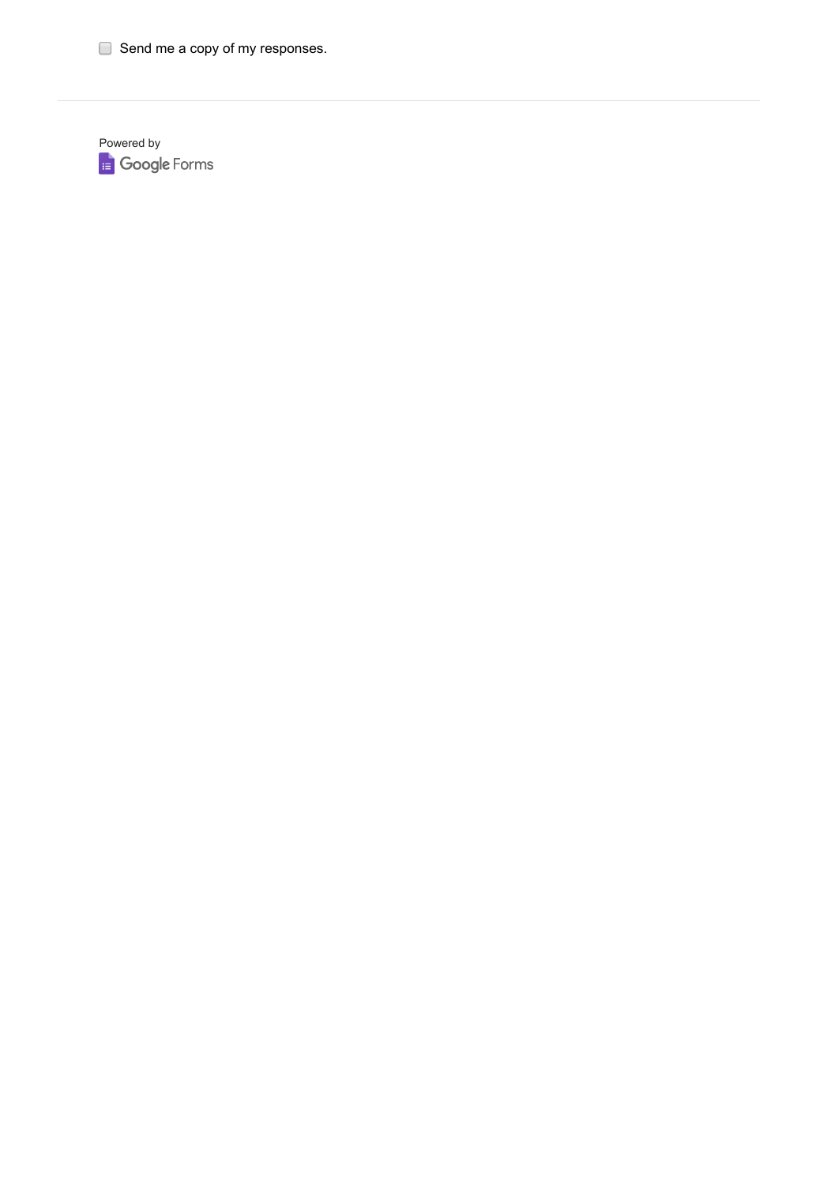- [ ] Send me a copy of my responses.

---

Powered by
Google Forms